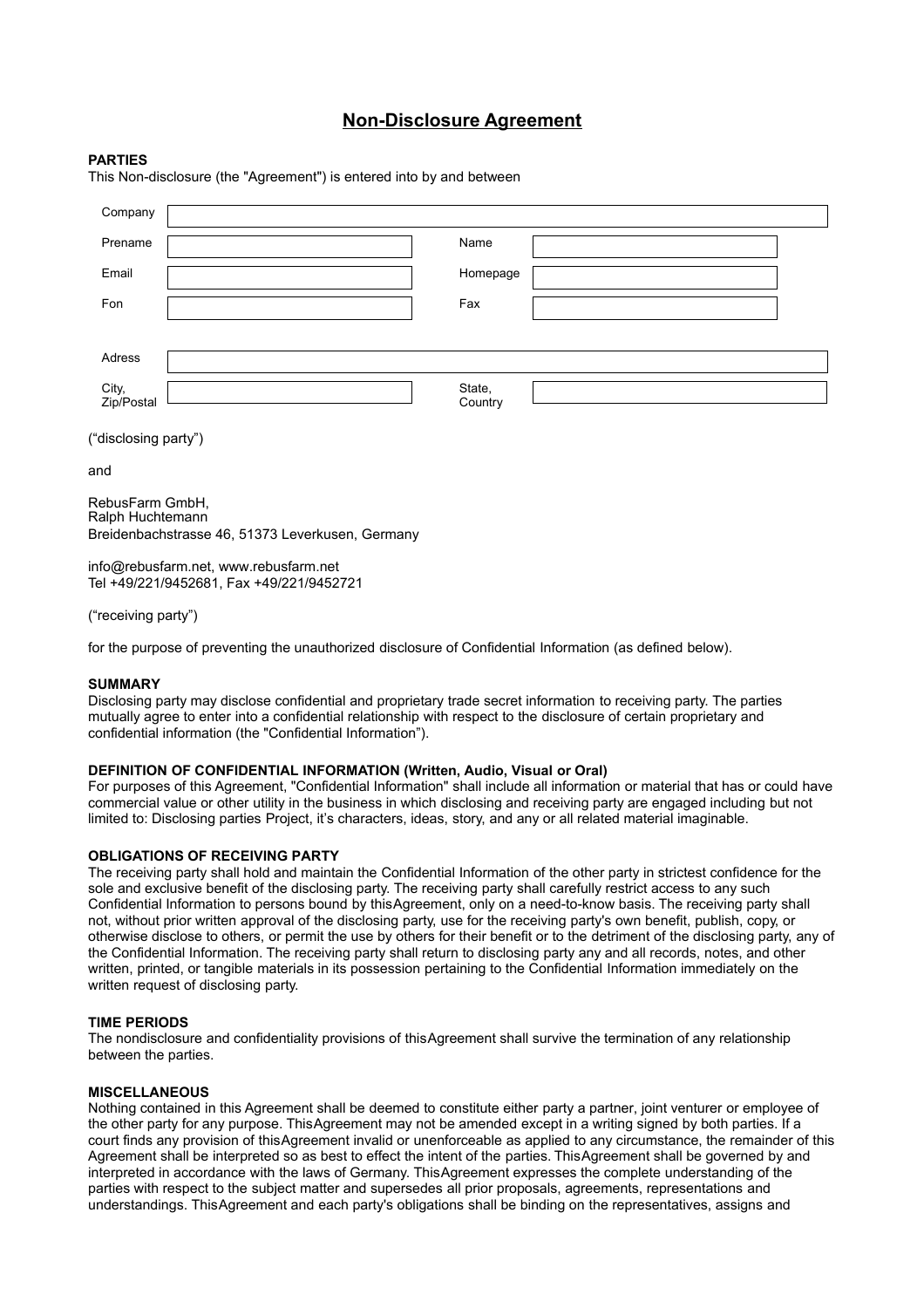# Non-Disclosure Agreement

**PARTIES**

This Non-disclosure (the "Agreement") is entered into by and between

| Company | | | |
|---|---|---|---|
| Prename | | Name | |
| Email | | Homepage | |
| Fon | | Fax | |
| Adress | | | |
| City, Zip/Postal | | State, Country | |

("disclosing party")

and

RebusFarm GmbH,
Ralph Huchtemann
Breidenbachstrasse 46, 51373 Leverkusen, Germany

info@rebusfarm.net, www.rebusfarm.net
Tel +49/221/9452681, Fax +49/221/9452721

("receiving party")

for the purpose of preventing the unauthorized disclosure of Confidential Information (as defined below).

**SUMMARY**

Disclosing party may disclose confidential and proprietary trade secret information to receiving party. The parties mutually agree to enter into a confidential relationship with respect to the disclosure of certain proprietary and confidential information (the "Confidential Information").

**DEFINITION OF CONFIDENTIAL INFORMATION (Written, Audio, Visual or Oral)**

For purposes of this Agreement, "Confidential Information" shall include all information or material that has or could have commercial value or other utility in the business in which disclosing and receiving party are engaged including but not limited to: Disclosing parties Project, it's characters, ideas, story, and any or all related material imaginable.

**OBLIGATIONS OF RECEIVING PARTY**

The receiving party shall hold and maintain the Confidential Information of the other party in strictest confidence for the sole and exclusive benefit of the disclosing party. The receiving party shall carefully restrict access to any such Confidential Information to persons bound by thisAgreement, only on a need-to-know basis. The receiving party shall not, without prior written approval of the disclosing party, use for the receiving party's own benefit, publish, copy, or otherwise disclose to others, or permit the use by others for their benefit or to the detriment of the disclosing party, any of the Confidential Information. The receiving party shall return to disclosing party any and all records, notes, and other written, printed, or tangible materials in its possession pertaining to the Confidential Information immediately on the written request of disclosing party.

**TIME PERIODS**

The nondisclosure and confidentiality provisions of thisAgreement shall survive the termination of any relationship between the parties.

**MISCELLANEOUS**

Nothing contained in this Agreement shall be deemed to constitute either party a partner, joint venturer or employee of the other party for any purpose. ThisAgreement may not be amended except in a writing signed by both parties. If a court finds any provision of thisAgreement invalid or unenforceable as applied to any circumstance, the remainder of this Agreement shall be interpreted so as best to effect the intent of the parties. ThisAgreement shall be governed by and interpreted in accordance with the laws of Germany. ThisAgreement expresses the complete understanding of the parties with respect to the subject matter and supersedes all prior proposals, agreements, representations and understandings. ThisAgreement and each party's obligations shall be binding on the representatives, assigns and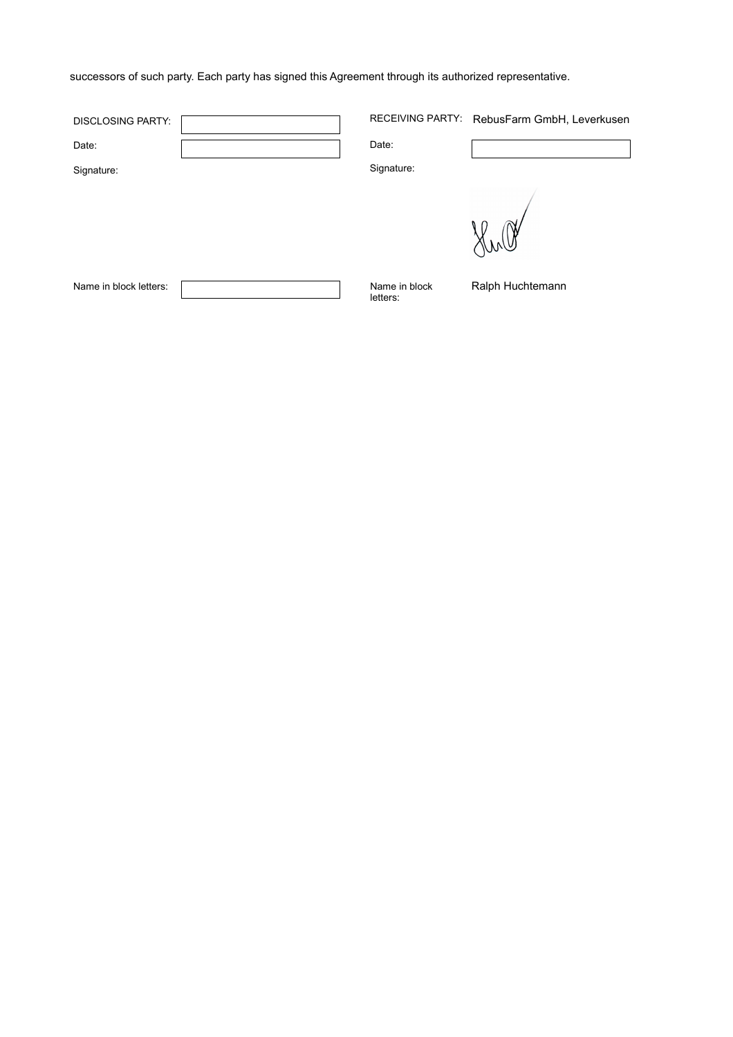successors of such party. Each party has signed this Agreement through its authorized representative.

| | | | |
|---|---|---|---|
| DISCLOSING PARTY: | | RECEIVING PARTY: | RebusFarm GmbH, Leverkusen |
| Date: | | Date: | |
| Signature: | | Signature: | |
| Name in block letters: | | Name in block letters: | Ralph Huchtemann |